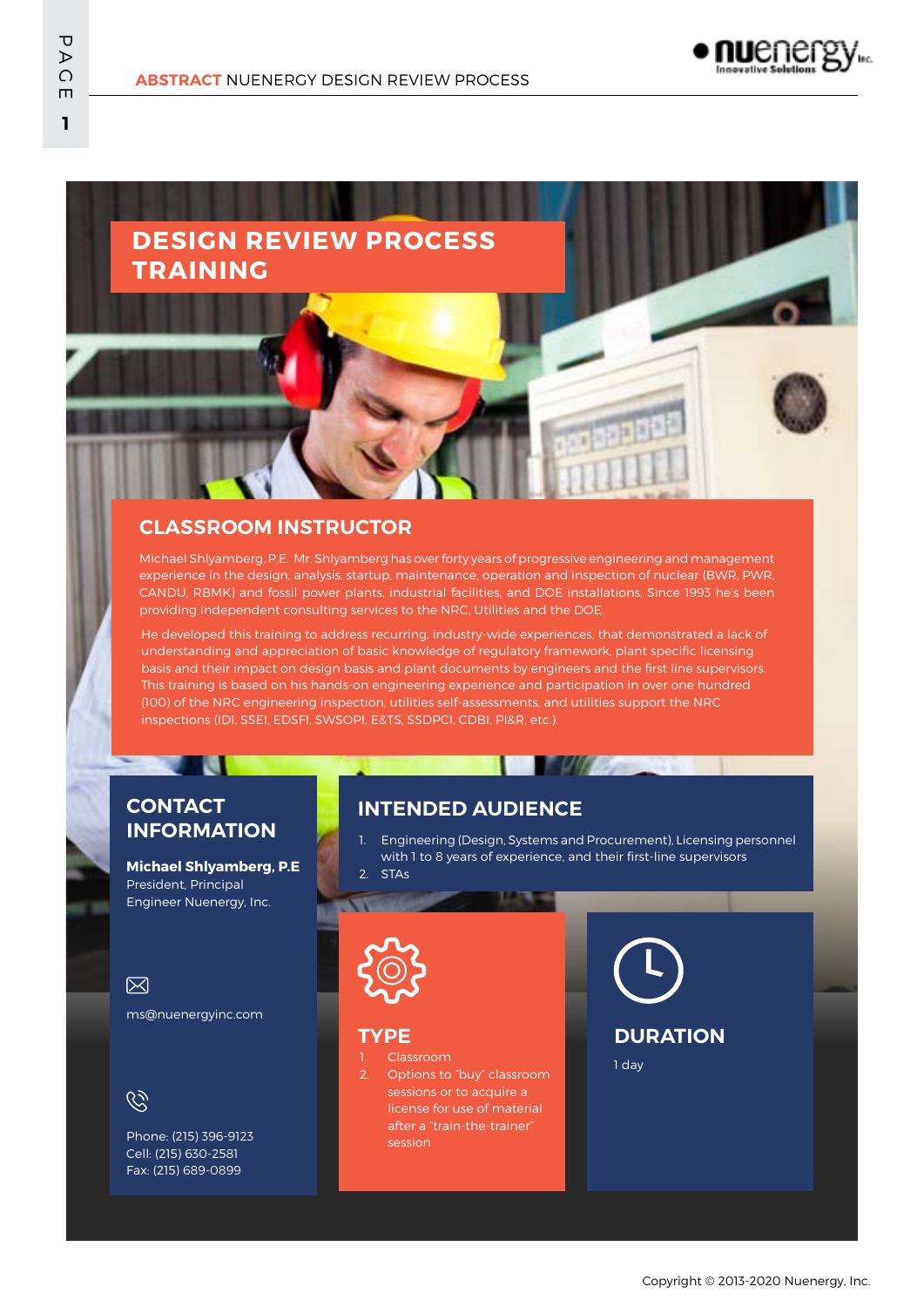# DESIGN REVIEW PROCESS TRAINING

## CLASSROOM INSTRUCTOR

Michael Shlyamberg, P.E. Mr. Shlyamberg has over forty years of progressive engineering and management experience in the design, analysis, startup, maintenance, operation and inspection of nuclear (BWR, PWR, CANDU, RBMK) and fossil power plants, industrial facilities, and DOE installations. Since 1993 he's been providing independent consulting services to the NRC, Utilities and the DOE.

He developed this training to address recurring, industry-wide experiences, that demonstrated a lack of understanding and appreciation of basic knowledge of regulatory framework, plant specific licensing basis and their impact on design basis and plant documents by engineers and the first line supervisors. This training is based on his hands-on engineering experience and participation in over one hundred (100) of the NRC engineering inspection, utilities self-assessments, and utilities support the NRC inspections (IDI, SSEI, EDSFI, SWSOPI, E&TS, SSDPCI, CDBI, PI&R, etc.).

## CONTACT INFORMATION

**Michael Shlyamberg, P.E**
President, Principal Engineer Nuenergy, Inc.

ms@nuenergyinc.com

Phone: (215) 396-9123
Cell: (215) 630-2581
Fax: (215) 689-0899

## INTENDED AUDIENCE

1. Engineering (Design, Systems and Procurement), Licensing personnel with 1 to 8 years of experience, and their first-line supervisors
2. STAs

## TYPE

1. Classroom
2. Options to "buy" classroom sessions or to acquire a license for use of material after a "train-the-trainer" session

## DURATION

1 day

Copyright © 2013-2020 Nuenergy, Inc.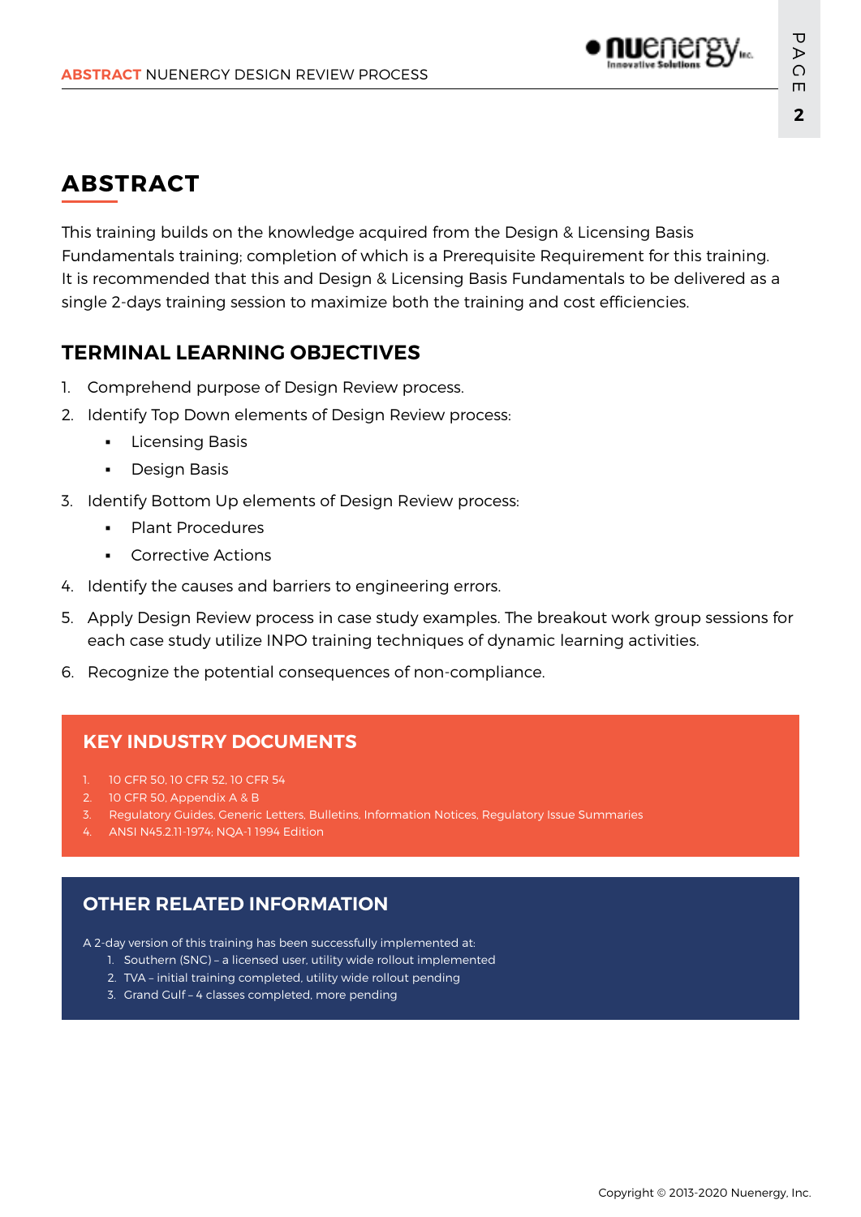## ABSTRACT

This training builds on the knowledge acquired from the Design & Licensing Basis Fundamentals training; completion of which is a Prerequisite Requirement for this training. It is recommended that this and Design & Licensing Basis Fundamentals to be delivered as a single 2-days training session to maximize both the training and cost efficiencies.

### TERMINAL LEARNING OBJECTIVES

1. Comprehend purpose of Design Review process.
2. Identify Top Down elements of Design Review process:
   - Licensing Basis
   - Design Basis
3. Identify Bottom Up elements of Design Review process:
   - Plant Procedures
   - Corrective Actions
4. Identify the causes and barriers to engineering errors.
5. Apply Design Review process in case study examples. The breakout work group sessions for each case study utilize INPO training techniques of dynamic learning activities.
6. Recognize the potential consequences of non-compliance.

### KEY INDUSTRY DOCUMENTS

1. 10 CFR 50, 10 CFR 52, 10 CFR 54
2. 10 CFR 50, Appendix A & B
3. Regulatory Guides, Generic Letters, Bulletins, Information Notices, Regulatory Issue Summaries
4. ANSI N45.2.11-1974; NQA-1 1994 Edition

### OTHER RELATED INFORMATION

A 2-day version of this training has been successfully implemented at:

1. Southern (SNC) – a licensed user, utility wide rollout implemented
2. TVA – initial training completed, utility wide rollout pending
3. Grand Gulf – 4 classes completed, more pending

Copyright © 2013-2020 Nuenergy, Inc.